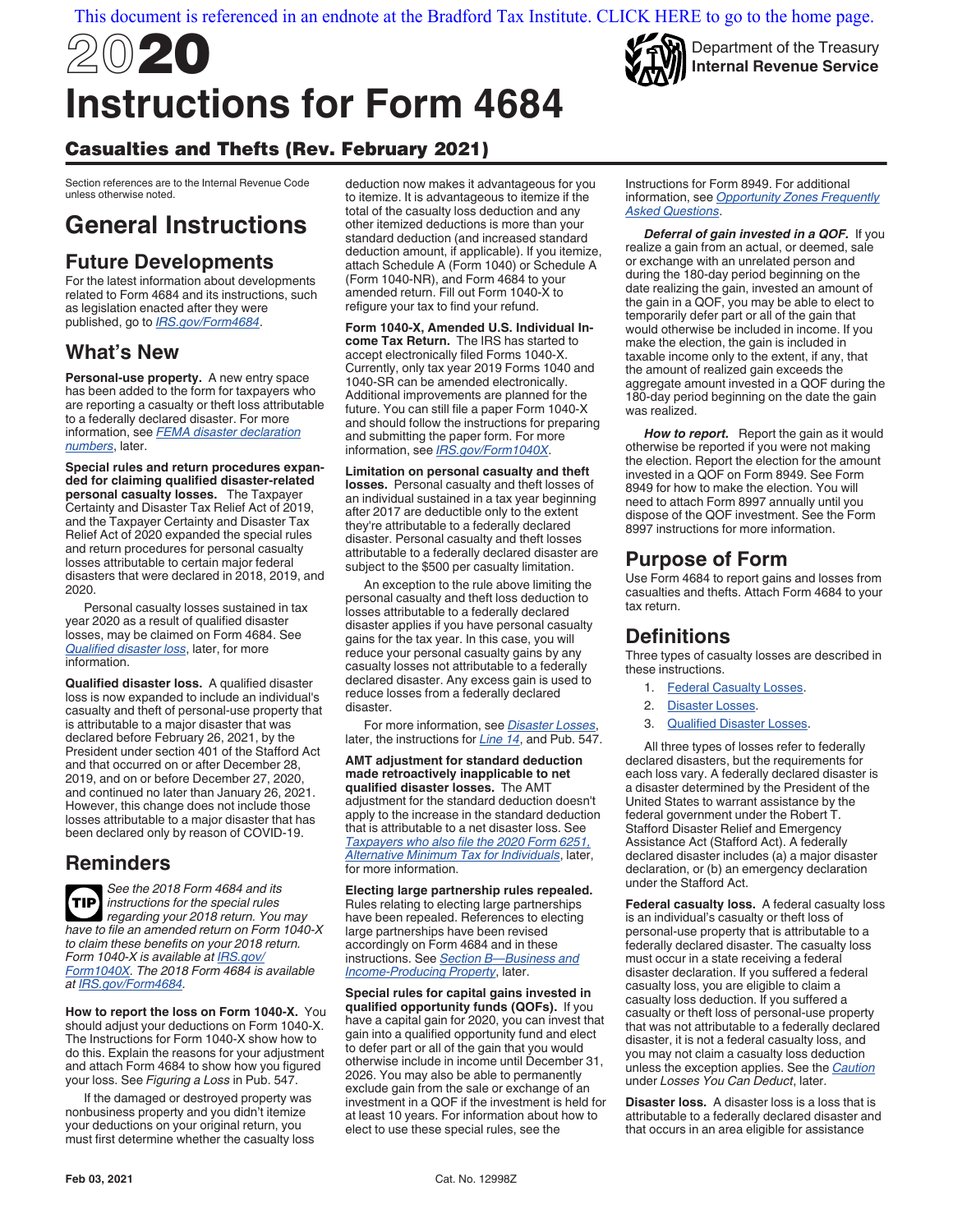This document is referenced in an endnote at the Bradford Tax Institute. CLICK HERE to go to the home page.

# 2020 Instructions for Form 4684

Department of the Treasury
Internal Revenue Service

## Casualties and Thefts (Rev. February 2021)

Section references are to the Internal Revenue Code unless otherwise noted.

# General Instructions

## Future Developments

For the latest information about developments related to Form 4684 and its instructions, such as legislation enacted after they were published, go to *IRS.gov/Form4684*.

## What's New

**Personal-use property.** A new entry space has been added to the form for taxpayers who are reporting a casualty or theft loss attributable to a federally declared disaster. For more information, see *FEMA disaster declaration numbers*, later.

**Special rules and return procedures expanded for claiming qualified disaster-related personal casualty losses.** The Taxpayer Certainty and Disaster Tax Relief Act of 2019, and the Taxpayer Certainty and Disaster Tax Relief Act of 2020 expanded the special rules and return procedures for personal casualty losses attributable to certain major federal disasters that were declared in 2018, 2019, and 2020.

Personal casualty losses sustained in tax year 2020 as a result of qualified disaster losses, may be claimed on Form 4684. See *Qualified disaster loss*, later, for more information.

**Qualified disaster loss.** A qualified disaster loss is now expanded to include an individual's casualty and theft of personal-use property that is attributable to a major disaster that was declared before February 26, 2021, by the President under section 401 of the Stafford Act and that occurred on or after December 28, 2019, and on or before December 27, 2020, and continued no later than January 26, 2021. However, this change does not include those losses attributable to a major disaster that has been declared only by reason of COVID-19.

## Reminders

**TIP** *See the 2018 Form 4684 and its instructions for the special rules regarding your 2018 return. You may have to file an amended return on Form 1040-X to claim these benefits on your 2018 return. Form 1040-X is available at IRS.gov/Form1040X. The 2018 Form 4684 is available at IRS.gov/Form4684.*

**How to report the loss on Form 1040-X.** You should adjust your deductions on Form 1040-X. The Instructions for Form 1040-X show how to do this. Explain the reasons for your adjustment and attach Form 4684 to show how you figured your loss. See *Figuring a Loss* in Pub. 547.

If the damaged or destroyed property was nonbusiness property and you didn't itemize your deductions on your original return, you must first determine whether the casualty loss deduction now makes it advantageous for you to itemize. It is advantageous to itemize if the total of the casualty loss deduction and any other itemized deductions is more than your standard deduction amount (and increased standard deduction amount, if applicable). If you itemize, attach Schedule A (Form 1040) or Schedule A (Form 1040-NR), and Form 4684 to your amended return. Fill out Form 1040-X to refigure your tax to find your refund.

**Form 1040-X, Amended U.S. Individual Income Tax Return.** The IRS has started to accept electronically filed Forms 1040-X. Currently, only tax year 2019 Forms 1040 and 1040-SR can be amended electronically. Additional improvements are planned for the future. You can still file a paper Form 1040-X and should follow the instructions for preparing and submitting the paper form. For more information, see *IRS.gov/Form1040X*.

**Limitation on personal casualty and theft losses.** Personal casualty and theft losses of an individual sustained in a tax year beginning after 2017 are deductible only to the extent they're attributable to a federally declared disaster. Personal casualty and theft losses attributable to a federally declared disaster are subject to the $500 per casualty limitation.

An exception to the rule above limiting the personal casualty and theft loss deduction to losses attributable to a federally declared disaster applies if you have personal casualty gains for the tax year. In this case, you will reduce your personal casualty gains by any casualty losses not attributable to a federally declared disaster. Any excess gain is used to reduce losses from a federally declared disaster.

For more information, see *Disaster Losses*, later, the instructions for *Line 14*, and Pub. 547.

**AMT adjustment for standard deduction made retroactively inapplicable to net qualified disaster losses.** The AMT adjustment for the standard deduction doesn't apply to the increase in the standard deduction that is attributable to a net disaster loss. See *Taxpayers who also file the 2020 Form 6251, Alternative Minimum Tax for Individuals*, later, for more information.

**Electing large partnership rules repealed.** Rules relating to electing large partnerships have been repealed. References to electing large partnerships on Form 4684 and in these instructions have been revised accordingly. See *Section B—Business and Income-Producing Property*, later.

**Special rules for capital gains invested in qualified opportunity funds (QOFs).** If you have a capital gain for 2020, you can invest that gain into a qualified opportunity fund and elect to defer part or all of the gain that you would otherwise include in income until December 31, 2026. You may also be able to permanently exclude gain from the sale or exchange of an investment in a QOF if the investment is held for at least 10 years. For information about how to elect to use these special rules, see the Instructions for Form 8949. For additional information, see *Opportunity Zones Frequently Asked Questions*.

***Deferral of gain invested in a QOF.*** If you realize a gain from an actual, or deemed, sale or exchange with an unrelated person and during the 180-day period beginning on the date realizing the gain, invested an amount of the gain in a QOF, you may be able to elect to temporarily defer part or all of the gain that would otherwise be included in income. If you make the election, the gain is included in taxable income only to the extent, if any, that the amount of realized gain exceeds the aggregate amount invested in a QOF during the 180-day period beginning on the date the gain was realized.

***How to report.*** Report the gain as it would otherwise be reported if you were not making the election. Report the election for the amount invested in a QOF on Form 8949. See Form 8949 for how to make the election. You will need to attach Form 8997 annually until you dispose of the QOF investment. See the Form 8997 instructions for more information.

## Purpose of Form

Use Form 4684 to report gains and losses from casualties and thefts. Attach Form 4684 to your tax return.

## Definitions

Three types of casualty losses are described in these instructions.

1. Federal Casualty Losses.
2. Disaster Losses.
3. Qualified Disaster Losses.

All three types of losses refer to federally declared disasters, but the requirements for each loss vary. A federally declared disaster is a disaster determined by the President of the United States to warrant assistance by the federal government under the Robert T. Stafford Disaster Relief and Emergency Assistance Act (Stafford Act). A federally declared disaster includes (a) a major disaster declaration, or (b) an emergency declaration under the Stafford Act.

**Federal casualty loss.** A federal casualty loss is an individual's casualty or theft loss of personal-use property that is attributable to a federally declared disaster. The casualty loss must occur in a state receiving a federal disaster declaration. If you suffered a federal casualty loss, you are eligible to claim a casualty loss deduction. If you suffered a casualty or theft loss of personal-use property that was not attributable to a federally declared disaster, it is not a federal casualty loss, and you may not claim a casualty loss deduction unless the exception applies. See the *Caution* under *Losses You Can Deduct*, later.

**Disaster loss.** A disaster loss is a loss that is attributable to a federally declared disaster and that occurs in an area eligible for assistance

Feb 03, 2021 Cat. No. 12998Z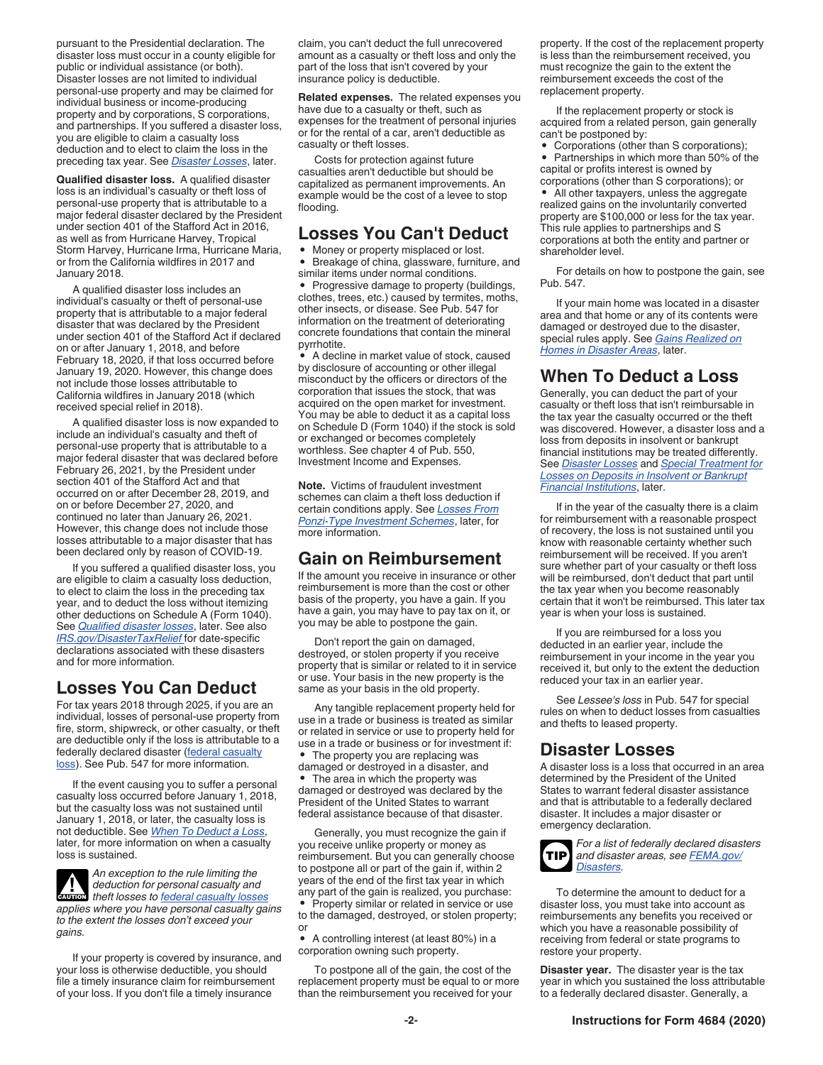pursuant to the Presidential declaration. The disaster loss must occur in a county eligible for public or individual assistance (or both). Disaster losses are not limited to individual personal-use property and may be claimed for individual business or income-producing property and by corporations, S corporations, and partnerships. If you suffered a disaster loss, you are eligible to claim a casualty loss deduction and to elect to claim the loss in the preceding tax year. See *Disaster Losses*, later.

**Qualified disaster loss.** A qualified disaster loss is an individual's casualty or theft loss of personal-use property that is attributable to a major federal disaster declared by the President under section 401 of the Stafford Act in 2016, as well as from Hurricane Harvey, Tropical Storm Harvey, Hurricane Irma, Hurricane Maria, or from the California wildfires in 2017 and January 2018.

A qualified disaster loss includes an individual's casualty or theft of personal-use property that is attributable to a major federal disaster that was declared by the President under section 401 of the Stafford Act if declared on or after January 1, 2018, and before February 18, 2020, if that loss occurred before January 19, 2020. However, this change does not include those losses attributable to California wildfires in January 2018 (which received special relief in 2018).

A qualified disaster loss is now expanded to include an individual's casualty and theft of personal-use property that is attributable to a major federal disaster that was declared before February 26, 2021, by the President under section 401 of the Stafford Act and that occurred on or after December 28, 2019, and on or before December 27, 2020, and continued no later than January 26, 2021. However, this change does not include those losses attributable to a major disaster that has been declared only by reason of COVID-19.

If you suffered a qualified disaster loss, you are eligible to claim a casualty loss deduction, to elect to claim the loss in the preceding tax year, and to deduct the loss without itemizing other deductions on Schedule A (Form 1040). See *Qualified disaster losses*, later. See also *IRS.gov/DisasterTaxRelief* for date-specific declarations associated with these disasters and for more information.

## Losses You Can Deduct

For tax years 2018 through 2025, if you are an individual, losses of personal-use property from fire, storm, shipwreck, or other casualty, or theft are deductible only if the loss is attributable to a federally declared disaster (federal casualty loss). See Pub. 547 for more information.

If the event causing you to suffer a personal casualty loss occurred before January 1, 2018, but the casualty loss was not sustained until January 1, 2018, or later, the casualty loss is not deductible. See *When To Deduct a Loss*, later, for more information on when a casualty loss is sustained.

CAUTION: *An exception to the rule limiting the deduction for personal casualty and theft losses to federal casualty losses applies where you have personal casualty gains to the extent the losses don't exceed your gains.*

If your property is covered by insurance, and your loss is otherwise deductible, you should file a timely insurance claim for reimbursement of your loss. If you don't file a timely insurance claim, you can't deduct the full unrecovered amount as a casualty or theft loss and only the part of the loss that isn't covered by your insurance policy is deductible.

**Related expenses.** The related expenses you have due to a casualty or theft, such as expenses for the treatment of personal injuries or for the rental of a car, aren't deductible as casualty or theft losses.

Costs for protection against future casualties aren't deductible but should be capitalized as permanent improvements. An example would be the cost of a levee to stop flooding.

## Losses You Can't Deduct

- Money or property misplaced or lost.
- Breakage of china, glassware, furniture, and similar items under normal conditions.
- Progressive damage to property (buildings, clothes, trees, etc.) caused by termites, moths, other insects, or disease. See Pub. 547 for information on the treatment of deteriorating concrete foundations that contain the mineral pyrrhotite.
- A decline in market value of stock, caused by disclosure of accounting or other illegal misconduct by the officers or directors of the corporation that issues the stock, that was acquired on the open market for investment. You may be able to deduct it as a capital loss on Schedule D (Form 1040) if the stock is sold or exchanged or becomes completely worthless. See chapter 4 of Pub. 550, Investment Income and Expenses.

**Note.** Victims of fraudulent investment schemes can claim a theft loss deduction if certain conditions apply. See *Losses From Ponzi-Type Investment Schemes*, later, for more information.

## Gain on Reimbursement

If the amount you receive in insurance or other reimbursement is more than the cost or other basis of the property, you have a gain. If you have a gain, you may have to pay tax on it, or you may be able to postpone the gain.

Don't report the gain on damaged, destroyed, or stolen property if you receive property that is similar or related to it in service or use. Your basis in the new property is the same as your basis in the old property.

Any tangible replacement property held for use in a trade or business is treated as similar or related in service or use to property held for use in a trade or business or for investment if:

- The property you are replacing was damaged or destroyed in a disaster, and
- The area in which the property was damaged or destroyed was declared by the President of the United States to warrant federal assistance because of that disaster.

Generally, you must recognize the gain if you receive unlike property or money as reimbursement. But you can generally choose to postpone all or part of the gain if, within 2 years of the end of the first tax year in which any part of the gain is realized, you purchase:

- Property similar or related in service or use to the damaged, destroyed, or stolen property; or
- A controlling interest (at least 80%) in a corporation owning such property.

To postpone all of the gain, the cost of the replacement property must be equal to or more than the reimbursement you received for your property. If the cost of the replacement property is less than the reimbursement received, you must recognize the gain to the extent the reimbursement exceeds the cost of the replacement property.

If the replacement property or stock is acquired from a related person, gain generally can't be postponed by:

- Corporations (other than S corporations);
- Partnerships in which more than 50% of the capital or profits interest is owned by corporations (other than S corporations); or
- All other taxpayers, unless the aggregate realized gains on the involuntarily converted property are $100,000 or less for the tax year. This rule applies to partnerships and S corporations at both the entity and partner or shareholder level.

For details on how to postpone the gain, see Pub. 547.

If your main home was located in a disaster area and that home or any of its contents were damaged or destroyed due to the disaster, special rules apply. See *Gains Realized on Homes in Disaster Areas*, later.

## When To Deduct a Loss

Generally, you can deduct the part of your casualty or theft loss that isn't reimbursable in the tax year the casualty occurred or the theft was discovered. However, a disaster loss and a loss from deposits in insolvent or bankrupt financial institutions may be treated differently. See *Disaster Losses* and *Special Treatment for Losses on Deposits in Insolvent or Bankrupt Financial Institutions*, later.

If in the year of the casualty there is a claim for reimbursement with a reasonable prospect of recovery, the loss is not sustained until you know with reasonable certainty whether such reimbursement will be received. If you aren't sure whether part of your casualty or theft loss will be reimbursed, don't deduct that part until the tax year when you become reasonably certain that it won't be reimbursed. This later tax year is when your loss is sustained.

If you are reimbursed for a loss you deducted in an earlier year, include the reimbursement in your income in the year you received it, but only to the extent the deduction reduced your tax in an earlier year.

See *Lessee's loss* in Pub. 547 for special rules on when to deduct losses from casualties and thefts to leased property.

## Disaster Losses

A disaster loss is a loss that occurred in an area determined by the President of the United States to warrant federal disaster assistance and that is attributable to a federally declared disaster. It includes a major disaster or emergency declaration.

TIP: *For a list of federally declared disasters and disaster areas, see FEMA.gov/Disasters.*

To determine the amount to deduct for a disaster loss, you must take into account as reimbursements any benefits you received or which you have a reasonable possibility of receiving from federal or state programs to restore your property.

**Disaster year.** The disaster year is the tax year in which you sustained the loss attributable to a federally declared disaster. Generally, a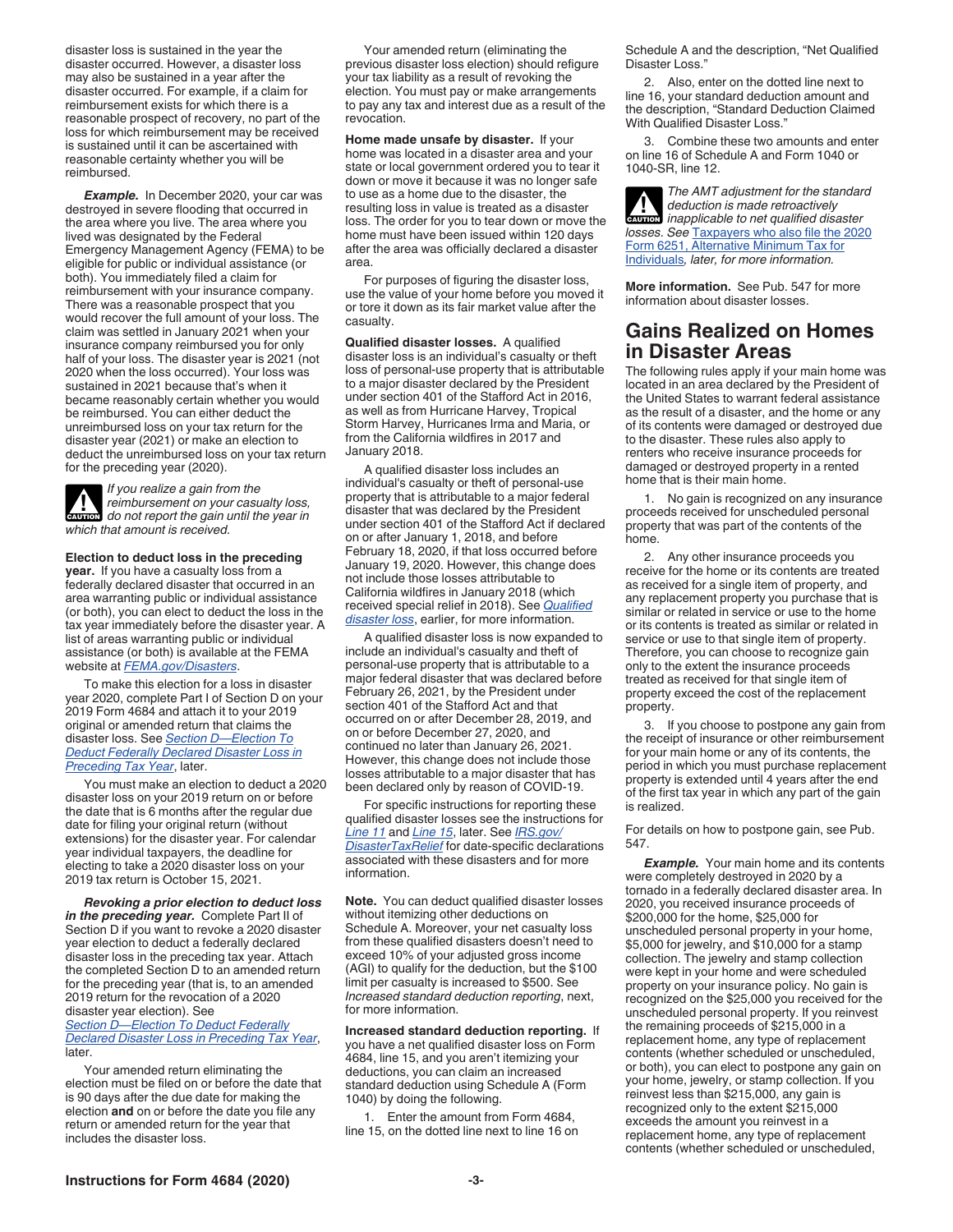disaster loss is sustained in the year the disaster occurred. However, a disaster loss may also be sustained in a year after the disaster occurred. For example, if a claim for reimbursement exists for which there is a reasonable prospect of recovery, no part of the loss for which reimbursement may be received is sustained until it can be ascertained with reasonable certainty whether you will be reimbursed.

***Example.*** In December 2020, your car was destroyed in severe flooding that occurred in the area where you live. The area where you lived was designated by the Federal Emergency Management Agency (FEMA) to be eligible for public or individual assistance (or both). You immediately filed a claim for reimbursement with your insurance company. There was a reasonable prospect that you would recover the full amount of your loss. The claim was settled in January 2021 when your insurance company reimbursed you for only half of your loss. The disaster year is 2021 (not 2020 when the loss occurred). Your loss was sustained in 2021 because that's when it became reasonably certain whether you would be reimbursed. You can either deduct the unreimbursed loss on your tax return for the disaster year (2021) or make an election to deduct the unreimbursed loss on your tax return for the preceding year (2020).

CAUTION: *If you realize a gain from the reimbursement on your casualty loss, do not report the gain until the year in which that amount is received.*

**Election to deduct loss in the preceding year.** If you have a casualty loss from a federally declared disaster that occurred in an area warranting public or individual assistance (or both), you can elect to deduct the loss in the tax year immediately before the disaster year. A list of areas warranting public or individual assistance (or both) is available at the FEMA website at *FEMA.gov/Disasters*.

To make this election for a loss in disaster year 2020, complete Part I of Section D on your 2019 Form 4684 and attach it to your 2019 original or amended return that claims the disaster loss. See *Section D—Election To Deduct Federally Declared Disaster Loss in Preceding Tax Year*, later.

You must make an election to deduct a 2020 disaster loss on your 2019 return on or before the date that is 6 months after the regular due date for filing your original return (without extensions) for the disaster year. For calendar year individual taxpayers, the deadline for electing to take a 2020 disaster loss on your 2019 tax return is October 15, 2021.

***Revoking a prior election to deduct loss in the preceding year.*** Complete Part II of Section D if you want to revoke a 2020 disaster year election to deduct a federally declared disaster loss in the preceding tax year. Attach the completed Section D to an amended return for the preceding year (that is, to an amended 2019 return for the revocation of a 2020 disaster year election). See *Section D—Election To Deduct Federally Declared Disaster Loss in Preceding Tax Year*, later.

Your amended return eliminating the election must be filed on or before the date that is 90 days after the due date for making the election **and** on or before the date you file any return or amended return for the year that includes the disaster loss.

Your amended return (eliminating the previous disaster loss election) should refigure your tax liability as a result of revoking the election. You must pay or make arrangements to pay any tax and interest due as a result of the revocation.

**Home made unsafe by disaster.** If your home was located in a disaster area and your state or local government ordered you to tear it down or move it because it was no longer safe to use as a home due to the disaster, the resulting loss in value is treated as a disaster loss. The order for you to tear down or move the home must have been issued within 120 days after the area was officially declared a disaster area.

For purposes of figuring the disaster loss, use the value of your home before you moved it or tore it down as its fair market value after the casualty.

**Qualified disaster losses.** A qualified disaster loss is an individual's casualty or theft loss of personal-use property that is attributable to a major disaster declared by the President under section 401 of the Stafford Act in 2016, as well as from Hurricane Harvey, Tropical Storm Harvey, Hurricanes Irma and Maria, or from the California wildfires in 2017 and January 2018.

A qualified disaster loss includes an individual's casualty or theft of personal-use property that is attributable to a major federal disaster that was declared by the President under section 401 of the Stafford Act if declared on or after January 1, 2018, and before February 18, 2020, if that loss occurred before January 19, 2020. However, this change does not include those losses attributable to California wildfires in January 2018 (which received special relief in 2018). See *Qualified disaster loss*, earlier, for more information.

A qualified disaster loss is now expanded to include an individual's casualty and theft of personal-use property that is attributable to a major federal disaster that was declared before February 26, 2021, by the President under section 401 of the Stafford Act and that occurred on or after December 28, 2019, and on or before December 27, 2020, and continued no later than January 26, 2021. However, this change does not include those losses attributable to a major disaster that has been declared only by reason of COVID-19.

For specific instructions for reporting these qualified disaster losses see the instructions for *Line 11* and *Line 15*, later. See *IRS.gov/DisasterTaxRelief* for date-specific declarations associated with these disasters and for more information.

**Note.** You can deduct qualified disaster losses without itemizing other deductions on Schedule A. Moreover, your net casualty loss from these qualified disasters doesn't need to exceed 10% of your adjusted gross income (AGI) to qualify for the deduction, but the $100 limit per casualty is increased to $500. See *Increased standard deduction reporting*, next, for more information.

**Increased standard deduction reporting.** If you have a net qualified disaster loss on Form 4684, line 15, and you aren't itemizing your deductions, you can claim an increased standard deduction using Schedule A (Form 1040) by doing the following.

1. Enter the amount from Form 4684, line 15, on the dotted line next to line 16 on Schedule A and the description, "Net Qualified Disaster Loss."
2. Also, enter on the dotted line next to line 16, your standard deduction amount and the description, "Standard Deduction Claimed With Qualified Disaster Loss."
3. Combine these two amounts and enter on line 16 of Schedule A and Form 1040 or 1040-SR, line 12.

CAUTION: *The AMT adjustment for the standard deduction is made retroactively inapplicable to net qualified disaster losses. See Taxpayers who also file the 2020 Form 6251, Alternative Minimum Tax for Individuals, later, for more information.*

**More information.** See Pub. 547 for more information about disaster losses.

## Gains Realized on Homes in Disaster Areas

The following rules apply if your main home was located in an area declared by the President of the United States to warrant federal assistance as the result of a disaster, and the home or any of its contents were damaged or destroyed due to the disaster. These rules also apply to renters who receive insurance proceeds for damaged or destroyed property in a rented home that is their main home.

1. No gain is recognized on any insurance proceeds received for unscheduled personal property that was part of the contents of the home.
2. Any other insurance proceeds you receive for the home or its contents are treated as received for a single item of property, and any replacement property you purchase that is similar or related in service or use to the home or its contents is treated as similar or related in service or use to that single item of property. Therefore, you can choose to recognize gain only to the extent the insurance proceeds treated as received for that single item of property exceed the cost of the replacement property.
3. If you choose to postpone any gain from the receipt of insurance or other reimbursement for your main home or any of its contents, the period in which you must purchase replacement property is extended until 4 years after the end of the first tax year in which any part of the gain is realized.

For details on how to postpone gain, see Pub. 547.

***Example.*** Your main home and its contents were completely destroyed in 2020 by a tornado in a federally declared disaster area. In 2020, you received insurance proceeds of $200,000 for the home, $25,000 for unscheduled personal property in your home, $5,000 for jewelry, and $10,000 for a stamp collection. The jewelry and stamp collection were kept in your home and were scheduled property on your insurance policy. No gain is recognized on the $25,000 you received for the unscheduled personal property. If you reinvest the remaining proceeds of $215,000 in a replacement home, any type of replacement contents (whether scheduled or unscheduled, or both), you can elect to postpone any gain on your home, jewelry, or stamp collection. If you reinvest less than $215,000, any gain is recognized only to the extent $215,000 exceeds the amount you reinvest in a replacement home, any type of replacement contents (whether scheduled or unscheduled,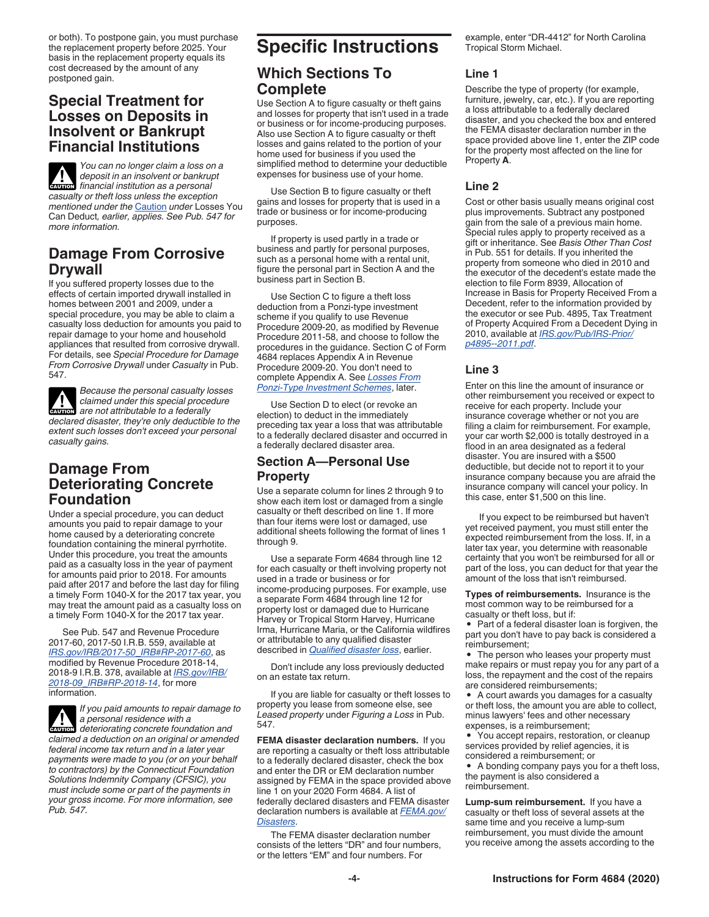or both). To postpone gain, you must purchase the replacement property before 2025. Your basis in the replacement property equals its cost decreased by the amount of any postponed gain.

## Special Treatment for Losses on Deposits in Insolvent or Bankrupt Financial Institutions

**CAUTION** *You can no longer claim a loss on a deposit in an insolvent or bankrupt financial institution as a personal casualty or theft loss unless the exception mentioned under the* Caution *under* Losses You Can Deduct*, earlier, applies. See Pub. 547 for more information.*

## Damage From Corrosive Drywall

If you suffered property losses due to the effects of certain imported drywall installed in homes between 2001 and 2009, under a special procedure, you may be able to claim a casualty loss deduction for amounts you paid to repair damage to your home and household appliances that resulted from corrosive drywall. For details, see *Special Procedure for Damage From Corrosive Drywall* under *Casualty* in Pub. 547.

**CAUTION** *Because the personal casualty losses claimed under this special procedure are not attributable to a federally declared disaster, they're only deductible to the extent such losses don't exceed your personal casualty gains.*

## Damage From Deteriorating Concrete Foundation

Under a special procedure, you can deduct amounts you paid to repair damage to your home caused by a deteriorating concrete foundation containing the mineral pyrrhotite. Under this procedure, you treat the amounts paid as a casualty loss in the year of payment for amounts paid prior to 2018. For amounts paid after 2017 and before the last day for filing a timely Form 1040-X for the 2017 tax year, you may treat the amount paid as a casualty loss on a timely Form 1040-X for the 2017 tax year.

See Pub. 547 and Revenue Procedure 2017-60, 2017-50 I.R.B. 559, available at *IRS.gov/IRB/2017-50_IRB#RP-2017-60*, as modified by Revenue Procedure 2018-14, 2018-9 I.R.B. 378, available at *IRS.gov/IRB/2018-09_IRB#RP-2018-14*, for more information.

**CAUTION** *If you paid amounts to repair damage to a personal residence with a deteriorating concrete foundation and claimed a deduction on an original or amended federal income tax return and in a later year payments were made to you (or on your behalf to contractors) by the Connecticut Foundation Solutions Indemnity Company (CFSIC), you must include some or part of the payments in your gross income. For more information, see Pub. 547.*

# Specific Instructions

## Which Sections To Complete

Use Section A to figure casualty or theft gains and losses for property that isn't used in a trade or business or for income-producing purposes. Also use Section A to figure casualty or theft losses and gains related to the portion of your home used for business if you used the simplified method to determine your deductible expenses for business use of your home.

Use Section B to figure casualty or theft gains and losses for property that is used in a trade or business or for income-producing purposes.

If property is used partly in a trade or business and partly for personal purposes, such as a personal home with a rental unit, figure the personal part in Section A and the business part in Section B.

Use Section C to figure a theft loss deduction from a Ponzi-type investment scheme if you qualify to use Revenue Procedure 2009-20, as modified by Revenue Procedure 2011-58, and choose to follow the procedures in the guidance. Section C of Form 4684 replaces Appendix A in Revenue Procedure 2009-20. You don't need to complete Appendix A. See *Losses From Ponzi-Type Investment Schemes*, later.

Use Section D to elect (or revoke an election) to deduct in the immediately preceding tax year a loss that was attributable to a federally declared disaster and occurred in a federally declared disaster area.

## Section A—Personal Use Property

Use a separate column for lines 2 through 9 to show each item lost or damaged from a single casualty or theft described on line 1. If more than four items were lost or damaged, use additional sheets following the format of lines 1 through 9.

Use a separate Form 4684 through line 12 for each casualty or theft involving property not used in a trade or business or for income-producing purposes. For example, use a separate Form 4684 through line 12 for property lost or damaged due to Hurricane Harvey or Tropical Storm Harvey, Hurricane Irma, Hurricane Maria, or the California wildfires or attributable to any qualified disaster described in *Qualified disaster loss*, earlier.

Don't include any loss previously deducted on an estate tax return.

If you are liable for casualty or theft losses to property you lease from someone else, see *Leased property* under *Figuring a Loss* in Pub. 547.

**FEMA disaster declaration numbers.** If you are reporting a casualty or theft loss attributable to a federally declared disaster, check the box and enter the DR or EM declaration number assigned by FEMA in the space provided above line 1 on your 2020 Form 4684. A list of federally declared disasters and FEMA disaster declaration numbers is available at *FEMA.gov/Disasters*.

The FEMA disaster declaration number consists of the letters "DR" and four numbers, or the letters "EM" and four numbers. For example, enter "DR-4412" for North Carolina Tropical Storm Michael.

### Line 1

Describe the type of property (for example, furniture, jewelry, car, etc.). If you are reporting a loss attributable to a federally declared disaster, and you checked the box and entered the FEMA disaster declaration number in the space provided above line 1, enter the ZIP code for the property most affected on the line for Property **A**.

### Line 2

Cost or other basis usually means original cost plus improvements. Subtract any postponed gain from the sale of a previous main home. Special rules apply to property received as a gift or inheritance. See *Basis Other Than Cost* in Pub. 551 for details. If you inherited the property from someone who died in 2010 and the executor of the decedent's estate made the election to file Form 8939, Allocation of Increase in Basis for Property Received From a Decedent, refer to the information provided by the executor or see Pub. 4895, Tax Treatment of Property Acquired From a Decedent Dying in 2010, available at *IRS.gov/Pub/IRS-Prior/p4895--2011.pdf*.

### Line 3

Enter on this line the amount of insurance or other reimbursement you received or expect to receive for each property. Include your insurance coverage whether or not you are filing a claim for reimbursement. For example, your car worth $2,000 is totally destroyed in a flood in an area designated as a federal disaster. You are insured with a $500 deductible, but decide not to report it to your insurance company because you are afraid the insurance company will cancel your policy. In this case, enter $1,500 on this line.

If you expect to be reimbursed but haven't yet received payment, you must still enter the expected reimbursement from the loss. If, in a later tax year, you determine with reasonable certainty that you won't be reimbursed for all or part of the loss, you can deduct for that year the amount of the loss that isn't reimbursed.

**Types of reimbursements.** Insurance is the most common way to be reimbursed for a casualty or theft loss, but if:

- Part of a federal disaster loan is forgiven, the part you don't have to pay back is considered a reimbursement;
- The person who leases your property must make repairs or must repay you for any part of a loss, the repayment and the cost of the repairs are considered reimbursements;
- A court awards you damages for a casualty or theft loss, the amount you are able to collect, minus lawyers' fees and other necessary expenses, is a reimbursement;
- You accept repairs, restoration, or cleanup services provided by relief agencies, it is considered a reimbursement; or
- A bonding company pays you for a theft loss, the payment is also considered a reimbursement.

**Lump-sum reimbursement.** If you have a casualty or theft loss of several assets at the same time and you receive a lump-sum reimbursement, you must divide the amount you receive among the assets according to the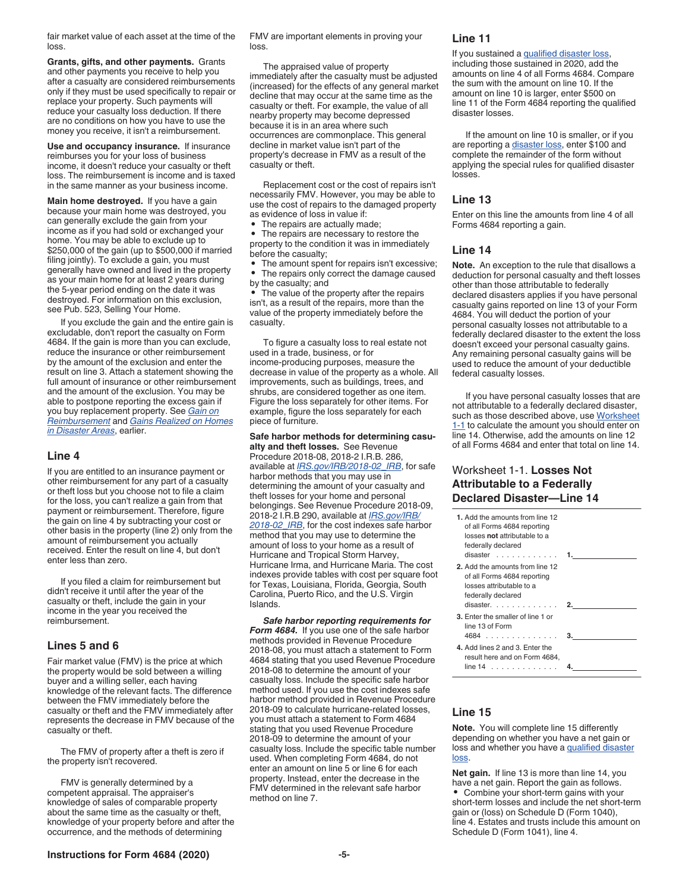fair market value of each asset at the time of the loss.

**Grants, gifts, and other payments.** Grants and other payments you receive to help you after a casualty are considered reimbursements only if they must be used specifically to repair or replace your property. Such payments will reduce your casualty loss deduction. If there are no conditions on how you have to use the money you receive, it isn't a reimbursement.

**Use and occupancy insurance.** If insurance reimburses you for your loss of business income, it doesn't reduce your casualty or theft loss. The reimbursement is income and is taxed in the same manner as your business income.

**Main home destroyed.** If you have a gain because your main home was destroyed, you can generally exclude the gain from your income as if you had sold or exchanged your home. You may be able to exclude up to $250,000 of the gain (up to $500,000 if married filing jointly). To exclude a gain, you must generally have owned and lived in the property as your main home for at least 2 years during the 5-year period ending on the date it was destroyed. For information on this exclusion, see Pub. 523, Selling Your Home.

If you exclude the gain and the entire gain is excludable, don't report the casualty on Form 4684. If the gain is more than you can exclude, reduce the insurance or other reimbursement by the amount of the exclusion and enter the result on line 3. Attach a statement showing the full amount of insurance or other reimbursement and the amount of the exclusion. You may be able to postpone reporting the excess gain if you buy replacement property. See *Gain on Reimbursement* and *Gains Realized on Homes in Disaster Areas*, earlier.

## Line 4

If you are entitled to an insurance payment or other reimbursement for any part of a casualty or theft loss but you choose not to file a claim for the loss, you can't realize a gain from that payment or reimbursement. Therefore, figure the gain on line 4 by subtracting your cost or other basis in the property (line 2) only from the amount of reimbursement you actually received. Enter the result on line 4, but don't enter less than zero.

If you filed a claim for reimbursement but didn't receive it until after the year of the casualty or theft, include the gain in your income in the year you received the reimbursement.

## Lines 5 and 6

Fair market value (FMV) is the price at which the property would be sold between a willing buyer and a willing seller, each having knowledge of the relevant facts. The difference between the FMV immediately before the casualty or theft and the FMV immediately after represents the decrease in FMV because of the casualty or theft.

The FMV of property after a theft is zero if the property isn't recovered.

FMV is generally determined by a competent appraisal. The appraiser's knowledge of sales of comparable property about the same time as the casualty or theft, knowledge of your property before and after the occurrence, and the methods of determining FMV are important elements in proving your loss.

The appraised value of property immediately after the casualty must be adjusted (increased) for the effects of any general market decline that may occur at the same time as the casualty or theft. For example, the value of all nearby property may become depressed because it is in an area where such occurrences are commonplace. This general decline in market value isn't part of the property's decrease in FMV as a result of the casualty or theft.

Replacement cost or the cost of repairs isn't necessarily FMV. However, you may be able to use the cost of repairs to the damaged property as evidence of loss in value if:

- The repairs are actually made;
- The repairs are necessary to restore the property to the condition it was in immediately before the casualty;
- The amount spent for repairs isn't excessive;
- The repairs only correct the damage caused by the casualty; and
- The value of the property after the repairs isn't, as a result of the repairs, more than the value of the property immediately before the casualty.

To figure a casualty loss to real estate not used in a trade, business, or for income-producing purposes, measure the decrease in value of the property as a whole. All improvements, such as buildings, trees, and shrubs, are considered together as one item. Figure the loss separately for other items. For example, figure the loss separately for each piece of furniture.

**Safe harbor methods for determining casualty and theft losses.** See Revenue Procedure 2018-08, 2018-2 I.R.B. 286, available at *IRS.gov/IRB/2018-02_IRB*, for safe harbor methods that you may use in determining the amount of your casualty and theft losses for your home and personal belongings. See Revenue Procedure 2018-09, 2018-2 I.R.B 290, available at *IRS.gov/IRB/2018-02_IRB*, for the cost indexes safe harbor method that you may use to determine the amount of loss to your home as a result of Hurricane and Tropical Storm Harvey, Hurricane Irma, and Hurricane Maria. The cost indexes provide tables with cost per square foot for Texas, Louisiana, Florida, Georgia, South Carolina, Puerto Rico, and the U.S. Virgin Islands.

***Safe harbor reporting requirements for Form 4684.*** If you use one of the safe harbor methods provided in Revenue Procedure 2018-08, you must attach a statement to Form 4684 stating that you used Revenue Procedure 2018-08 to determine the amount of your casualty loss. Include the specific safe harbor method used. If you use the cost indexes safe harbor method provided in Revenue Procedure 2018-09 to calculate hurricane-related losses, you must attach a statement to Form 4684 stating that you used Revenue Procedure 2018-09 to determine the amount of your casualty loss. Include the specific table number used. When completing Form 4684, do not enter an amount on line 5 or line 6 for each property. Instead, enter the decrease in the FMV determined in the relevant safe harbor method on line 7.

## Line 11

If you sustained a qualified disaster loss, including those sustained in 2020, add the amounts on line 4 of all Forms 4684. Compare the sum with the amount on line 10. If the amount on line 10 is larger, enter $500 on line 11 of the Form 4684 reporting the qualified disaster losses.

If the amount on line 10 is smaller, or if you are reporting a disaster loss, enter $100 and complete the remainder of the form without applying the special rules for qualified disaster losses.

## Line 13

Enter on this line the amounts from line 4 of all Forms 4684 reporting a gain.

## Line 14

**Note.** An exception to the rule that disallows a deduction for personal casualty and theft losses other than those attributable to federally declared disasters applies if you have personal casualty gains reported on line 13 of your Form 4684. You will deduct the portion of your personal casualty losses not attributable to a federally declared disaster to the extent the loss doesn't exceed your personal casualty gains. Any remaining personal casualty gains will be used to reduce the amount of your deductible federal casualty losses.

If you have personal casualty losses that are not attributable to a federally declared disaster, such as those described above, use Worksheet 1-1 to calculate the amount you should enter on line 14. Otherwise, add the amounts on line 12 of all Forms 4684 and enter that total on line 14.

### Worksheet 1-1. Losses Not Attributable to a Federally Declared Disaster—Line 14

| | | |
|---|---|---|
| **1.** Add the amounts from line 12 of all Forms 4684 reporting losses **not** attributable to a federally declared disaster . . . . . . . . . . . | **1.** | |
| **2.** Add the amounts from line 12 of all Forms 4684 reporting losses attributable to a federally declared disaster. . . . . . . . . . . . | **2.** | |
| **3.** Enter the smaller of line 1 or line 13 of Form 4684 . . . . . . . . . . . . . . | **3.** | |
| **4.** Add lines 2 and 3. Enter the result here and on Form 4684, line 14 . . . . . . . . . . . . . | **4.** | |

## Line 15

**Note.** You will complete line 15 differently depending on whether you have a net gain or loss and whether you have a qualified disaster loss.

**Net gain.** If line 13 is more than line 14, you have a net gain. Report the gain as follows.

- Combine your short-term gains with your short-term losses and include the net short-term gain or (loss) on Schedule D (Form 1040), line 4. Estates and trusts include this amount on Schedule D (Form 1041), line 4.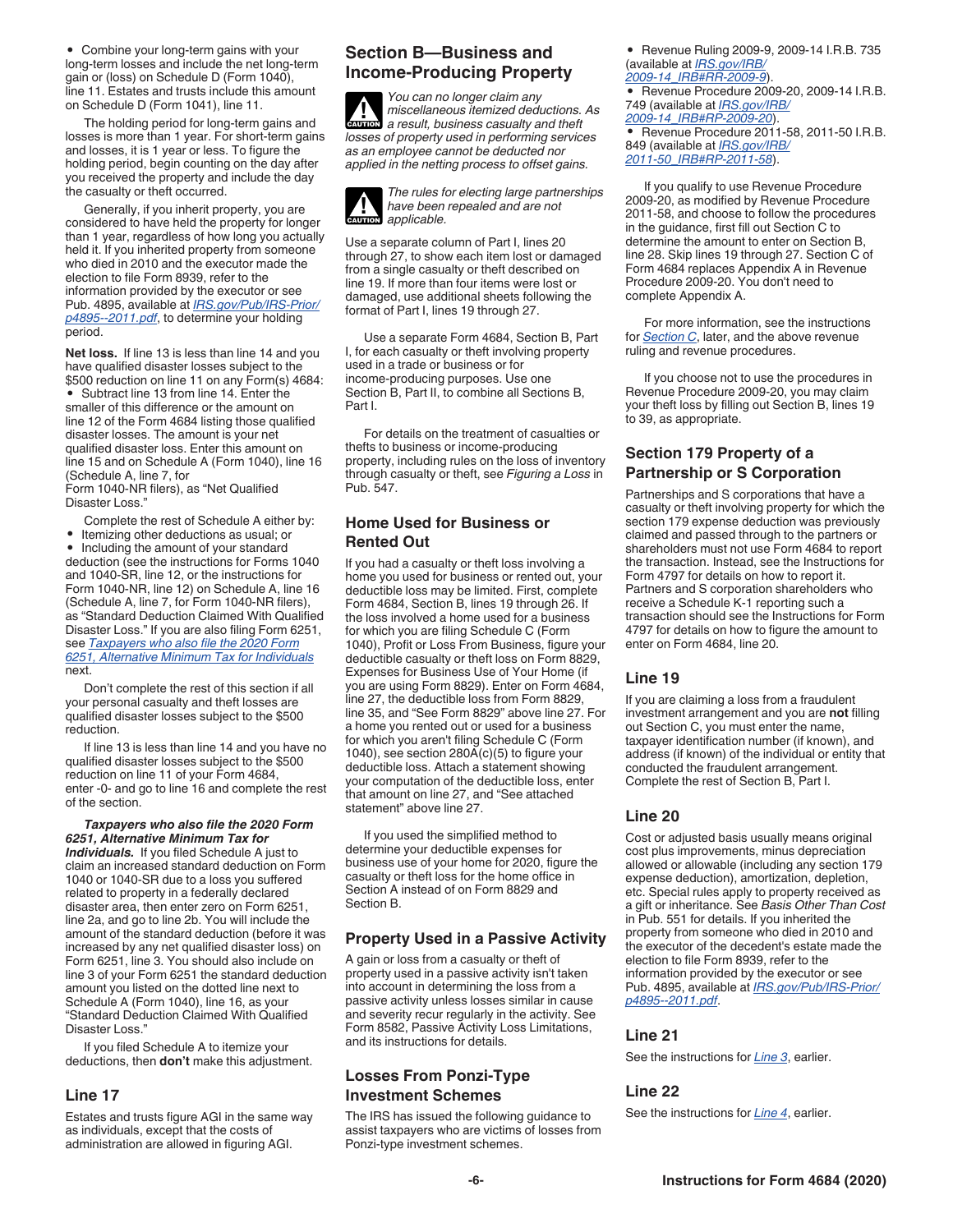- Combine your long-term gains with your long-term losses and include the net long-term gain or (loss) on Schedule D (Form 1040), line 11. Estates and trusts include this amount on Schedule D (Form 1041), line 11.

The holding period for long-term gains and losses is more than 1 year. For short-term gains and losses, it is 1 year or less. To figure the holding period, begin counting on the day after you received the property and include the day the casualty or theft occurred.

Generally, if you inherit property, you are considered to have held the property for longer than 1 year, regardless of how long you actually held it. If you inherited property from someone who died in 2010 and the executor made the election to file Form 8939, refer to the information provided by the executor or see Pub. 4895, available at *IRS.gov/Pub/IRS-Prior/p4895--2011.pdf*, to determine your holding period.

**Net loss.** If line 13 is less than line 14 and you have qualified disaster losses subject to the $500 reduction on line 11 on any Form(s) 4684:

- Subtract line 13 from line 14. Enter the smaller of this difference or the amount on line 12 of the Form 4684 listing those qualified disaster losses. The amount is your net qualified disaster loss. Enter this amount on line 15 and on Schedule A (Form 1040), line 16 (Schedule A, line 7, for Form 1040-NR filers), as "Net Qualified Disaster Loss."

Complete the rest of Schedule A either by:

- Itemizing other deductions as usual; or
- Including the amount of your standard deduction (see the instructions for Forms 1040 and 1040-SR, line 12, or the instructions for Form 1040-NR, line 12) on Schedule A, line 16 (Schedule A, line 7, for Form 1040-NR filers), as "Standard Deduction Claimed With Qualified Disaster Loss." If you are also filing Form 6251, see *Taxpayers who also file the 2020 Form 6251, Alternative Minimum Tax for Individuals* next.

Don't complete the rest of this section if all your personal casualty and theft losses are qualified disaster losses subject to the $500 reduction.

If line 13 is less than line 14 and you have no qualified disaster losses subject to the $500 reduction on line 11 of your Form 4684, enter -0- and go to line 16 and complete the rest of the section.

***Taxpayers who also file the 2020 Form 6251, Alternative Minimum Tax for Individuals.*** If you filed Schedule A just to claim an increased standard deduction on Form 1040 or 1040-SR due to a loss you suffered related to property in a federally declared disaster area, then enter zero on Form 6251, line 2a, and go to line 2b. You will include the amount of the standard deduction (before it was increased by any net qualified disaster loss) on Form 6251, line 3. You should also include on line 3 of your Form 6251 the standard deduction amount you listed on the dotted line next to Schedule A (Form 1040), line 16, as your "Standard Deduction Claimed With Qualified Disaster Loss."

If you filed Schedule A to itemize your deductions, then **don't** make this adjustment.

## Line 17

Estates and trusts figure AGI in the same way as individuals, except that the costs of administration are allowed in figuring AGI.

# Section B—Business and Income-Producing Property

CAUTION: *You can no longer claim any miscellaneous itemized deductions. As a result, business casualty and theft losses of property used in performing services as an employee cannot be deducted nor applied in the netting process to offset gains.*

CAUTION: *The rules for electing large partnerships have been repealed and are not applicable.*

Use a separate column of Part I, lines 20 through 27, to show each item lost or damaged from a single casualty or theft described on line 19. If more than four items were lost or damaged, use additional sheets following the format of Part I, lines 19 through 27.

Use a separate Form 4684, Section B, Part I, for each casualty or theft involving property used in a trade or business or for income-producing purposes. Use one Section B, Part II, to combine all Sections B, Part I.

For details on the treatment of casualties or thefts to business or income-producing property, including rules on the loss of inventory through casualty or theft, see *Figuring a Loss* in Pub. 547.

## Home Used for Business or Rented Out

If you had a casualty or theft loss involving a home you used for business or rented out, your deductible loss may be limited. First, complete Form 4684, Section B, lines 19 through 26. If the loss involved a home used for a business for which you are filing Schedule C (Form 1040), Profit or Loss From Business, figure your deductible casualty or theft loss on Form 8829, Expenses for Business Use of Your Home (if you are using Form 8829). Enter on Form 4684, line 27, the deductible loss from Form 8829, line 35, and "See Form 8829" above line 27. For a home you rented out or used for a business for which you aren't filing Schedule C (Form 1040), see section 280A(c)(5) to figure your deductible loss. Attach a statement showing your computation of the deductible loss, enter that amount on line 27, and "See attached statement" above line 27.

If you used the simplified method to determine your deductible expenses for business use of your home for 2020, figure the casualty or theft loss for the home office in Section A instead of on Form 8829 and Section B.

## Property Used in a Passive Activity

A gain or loss from a casualty or theft of property used in a passive activity isn't taken into account in determining the loss from a passive activity unless losses similar in cause and severity recur regularly in the activity. See Form 8582, Passive Activity Loss Limitations, and its instructions for details.

## Losses From Ponzi-Type Investment Schemes

The IRS has issued the following guidance to assist taxpayers who are victims of losses from Ponzi-type investment schemes.

- Revenue Ruling 2009-9, 2009-14 I.R.B. 735 (available at *IRS.gov/IRB/2009-14_IRB#RR-2009-9*).
- Revenue Procedure 2009-20, 2009-14 I.R.B. 749 (available at *IRS.gov/IRB/2009-14_IRB#RP-2009-20*).
- Revenue Procedure 2011-58, 2011-50 I.R.B. 849 (available at *IRS.gov/IRB/2011-50_IRB#RP-2011-58*).

If you qualify to use Revenue Procedure 2009-20, as modified by Revenue Procedure 2011-58, and choose to follow the procedures in the guidance, first fill out Section C to determine the amount to enter on Section B, line 28. Skip lines 19 through 27. Section C of Form 4684 replaces Appendix A in Revenue Procedure 2009-20. You don't need to complete Appendix A.

For more information, see the instructions for *Section C*, later, and the above revenue ruling and revenue procedures.

If you choose not to use the procedures in Revenue Procedure 2009-20, you may claim your theft loss by filling out Section B, lines 19 to 39, as appropriate.

## Section 179 Property of a Partnership or S Corporation

Partnerships and S corporations that have a casualty or theft involving property for which the section 179 expense deduction was previously claimed and passed through to the partners or shareholders must not use Form 4684 to report the transaction. Instead, see the Instructions for Form 4797 for details on how to report it. Partners and S corporation shareholders who receive a Schedule K-1 reporting such a transaction should see the Instructions for Form 4797 for details on how to figure the amount to enter on Form 4684, line 20.

## Line 19

If you are claiming a loss from a fraudulent investment arrangement and you are **not** filling out Section C, you must enter the name, taxpayer identification number (if known), and address (if known) of the individual or entity that conducted the fraudulent arrangement. Complete the rest of Section B, Part I.

## Line 20

Cost or adjusted basis usually means original cost plus improvements, minus depreciation allowed or allowable (including any section 179 expense deduction), amortization, depletion, etc. Special rules apply to property received as a gift or inheritance. See *Basis Other Than Cost* in Pub. 551 for details. If you inherited the property from someone who died in 2010 and the executor of the decedent's estate made the election to file Form 8939, refer to the information provided by the executor or see Pub. 4895, available at *IRS.gov/Pub/IRS-Prior/p4895--2011.pdf*.

## Line 21

See the instructions for *Line 3*, earlier.

## Line 22

See the instructions for *Line 4*, earlier.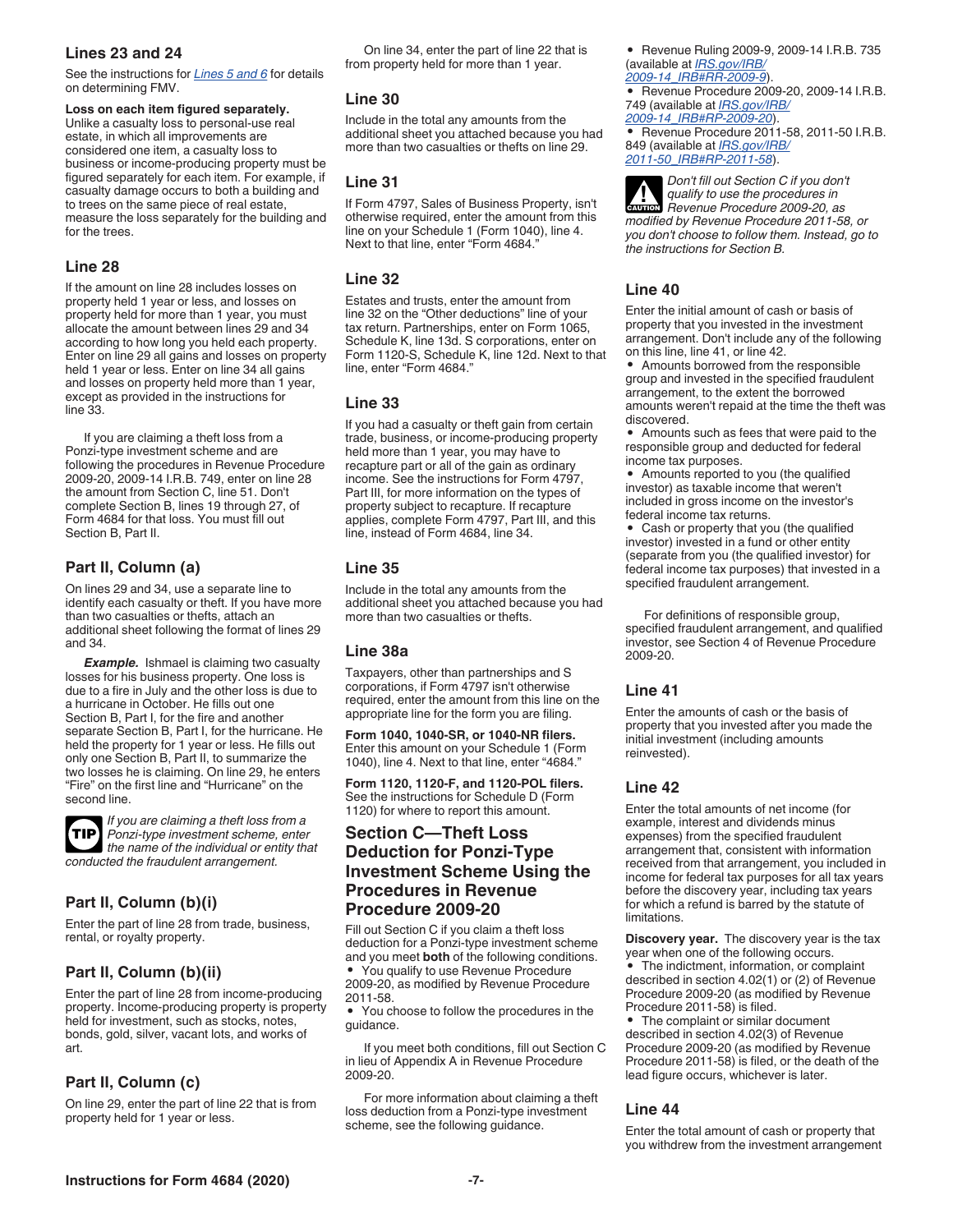### Lines 23 and 24

See the instructions for *Lines 5 and 6* for details on determining FMV.

**Loss on each item figured separately.** Unlike a casualty loss to personal-use real estate, in which all improvements are considered one item, a casualty loss to business or income-producing property must be figured separately for each item. For example, if casualty damage occurs to both a building and to trees on the same piece of real estate, measure the loss separately for the building and for the trees.

### Line 28

If the amount on line 28 includes losses on property held 1 year or less, and losses on property held for more than 1 year, you must allocate the amount between lines 29 and 34 according to how long you held each property. Enter on line 29 all gains and losses on property held 1 year or less. Enter on line 34 all gains and losses on property held more than 1 year, except as provided in the instructions for line 33.

If you are claiming a theft loss from a Ponzi-type investment scheme and are following the procedures in Revenue Procedure 2009-20, 2009-14 I.R.B. 749, enter on line 28 the amount from Section C, line 51. Don't complete Section B, lines 19 through 27, of Form 4684 for that loss. You must fill out Section B, Part II.

### Part II, Column (a)

On lines 29 and 34, use a separate line to identify each casualty or theft. If you have more than two casualties or thefts, attach an additional sheet following the format of lines 29 and 34.

***Example.*** Ishmael is claiming two casualty losses for his business property. One loss is due to a fire in July and the other loss is due to a hurricane in October. He fills out one Section B, Part I, for the fire and another separate Section B, Part I, for the hurricane. He held the property for 1 year or less. He fills out only one Section B, Part II, to summarize the two losses he is claiming. On line 29, he enters "Fire" on the first line and "Hurricane" on the second line.

TIP *If you are claiming a theft loss from a Ponzi-type investment scheme, enter the name of the individual or entity that conducted the fraudulent arrangement.*

### Part II, Column (b)(i)

Enter the part of line 28 from trade, business, rental, or royalty property.

### Part II, Column (b)(ii)

Enter the part of line 28 from income-producing property. Income-producing property is property held for investment, such as stocks, notes, bonds, gold, silver, vacant lots, and works of art.

### Part II, Column (c)

On line 29, enter the part of line 22 that is from property held for 1 year or less.

On line 34, enter the part of line 22 that is from property held for more than 1 year.

### Line 30

Include in the total any amounts from the additional sheet you attached because you had more than two casualties or thefts on line 29.

### Line 31

If Form 4797, Sales of Business Property, isn't otherwise required, enter the amount from this line on your Schedule 1 (Form 1040), line 4. Next to that line, enter "Form 4684."

### Line 32

Estates and trusts, enter the amount from line 32 on the "Other deductions" line of your tax return. Partnerships, enter on Form 1065, Schedule K, line 13d. S corporations, enter on Form 1120-S, Schedule K, line 12d. Next to that line, enter "Form 4684."

### Line 33

If you had a casualty or theft gain from certain trade, business, or income-producing property held more than 1 year, you may have to recapture part or all of the gain as ordinary income. See the instructions for Form 4797, Part III, for more information on the types of property subject to recapture. If recapture applies, complete Form 4797, Part III, and this line, instead of Form 4684, line 34.

### Line 35

Include in the total any amounts from the additional sheet you attached because you had more than two casualties or thefts.

### Line 38a

Taxpayers, other than partnerships and S corporations, if Form 4797 isn't otherwise required, enter the amount from this line on the appropriate line for the form you are filing.

**Form 1040, 1040-SR, or 1040-NR filers.** Enter this amount on your Schedule 1 (Form 1040), line 4. Next to that line, enter "4684."

**Form 1120, 1120-F, and 1120-POL filers.** See the instructions for Schedule D (Form 1120) for where to report this amount.

## Section C—Theft Loss Deduction for Ponzi-Type Investment Scheme Using the Procedures in Revenue Procedure 2009-20

Fill out Section C if you claim a theft loss deduction for a Ponzi-type investment scheme and you meet **both** of the following conditions.

- You qualify to use Revenue Procedure 2009-20, as modified by Revenue Procedure 2011-58.
- You choose to follow the procedures in the guidance.

If you meet both conditions, fill out Section C in lieu of Appendix A in Revenue Procedure 2009-20.

For more information about claiming a theft loss deduction from a Ponzi-type investment scheme, see the following guidance.

- Revenue Ruling 2009-9, 2009-14 I.R.B. 735 (available at *IRS.gov/IRB/2009-14_IRB#RR-2009-9*).
- Revenue Procedure 2009-20, 2009-14 I.R.B. 749 (available at *IRS.gov/IRB/2009-14_IRB#RP-2009-20*).
- Revenue Procedure 2011-58, 2011-50 I.R.B. 849 (available at *IRS.gov/IRB/2011-50_IRB#RP-2011-58*).

CAUTION *Don't fill out Section C if you don't qualify to use the procedures in Revenue Procedure 2009-20, as modified by Revenue Procedure 2011-58, or you don't choose to follow them. Instead, go to the instructions for Section B.*

### Line 40

Enter the initial amount of cash or basis of property that you invested in the investment arrangement. Don't include any of the following on this line, line 41, or line 42.

- Amounts borrowed from the responsible group and invested in the specified fraudulent arrangement, to the extent the borrowed amounts weren't repaid at the time the theft was discovered.
- Amounts such as fees that were paid to the responsible group and deducted for federal income tax purposes.
- Amounts reported to you (the qualified investor) as taxable income that weren't included in gross income on the investor's federal income tax returns.
- Cash or property that you (the qualified investor) invested in a fund or other entity (separate from you (the qualified investor) for federal income tax purposes) that invested in a specified fraudulent arrangement.

For definitions of responsible group, specified fraudulent arrangement, and qualified investor, see Section 4 of Revenue Procedure 2009-20.

### Line 41

Enter the amounts of cash or the basis of property that you invested after you made the initial investment (including amounts reinvested).

### Line 42

Enter the total amounts of net income (for example, interest and dividends minus expenses) from the specified fraudulent arrangement that, consistent with information received from that arrangement, you included in income for federal tax purposes for all tax years before the discovery year, including tax years for which a refund is barred by the statute of limitations.

**Discovery year.** The discovery year is the tax year when one of the following occurs.

- The indictment, information, or complaint described in section 4.02(1) or (2) of Revenue Procedure 2009-20 (as modified by Revenue Procedure 2011-58) is filed.
- The complaint or similar document described in section 4.02(3) of Revenue Procedure 2009-20 (as modified by Revenue Procedure 2011-58) is filed, or the death of the lead figure occurs, whichever is later.

### Line 44

Enter the total amount of cash or property that you withdrew from the investment arrangement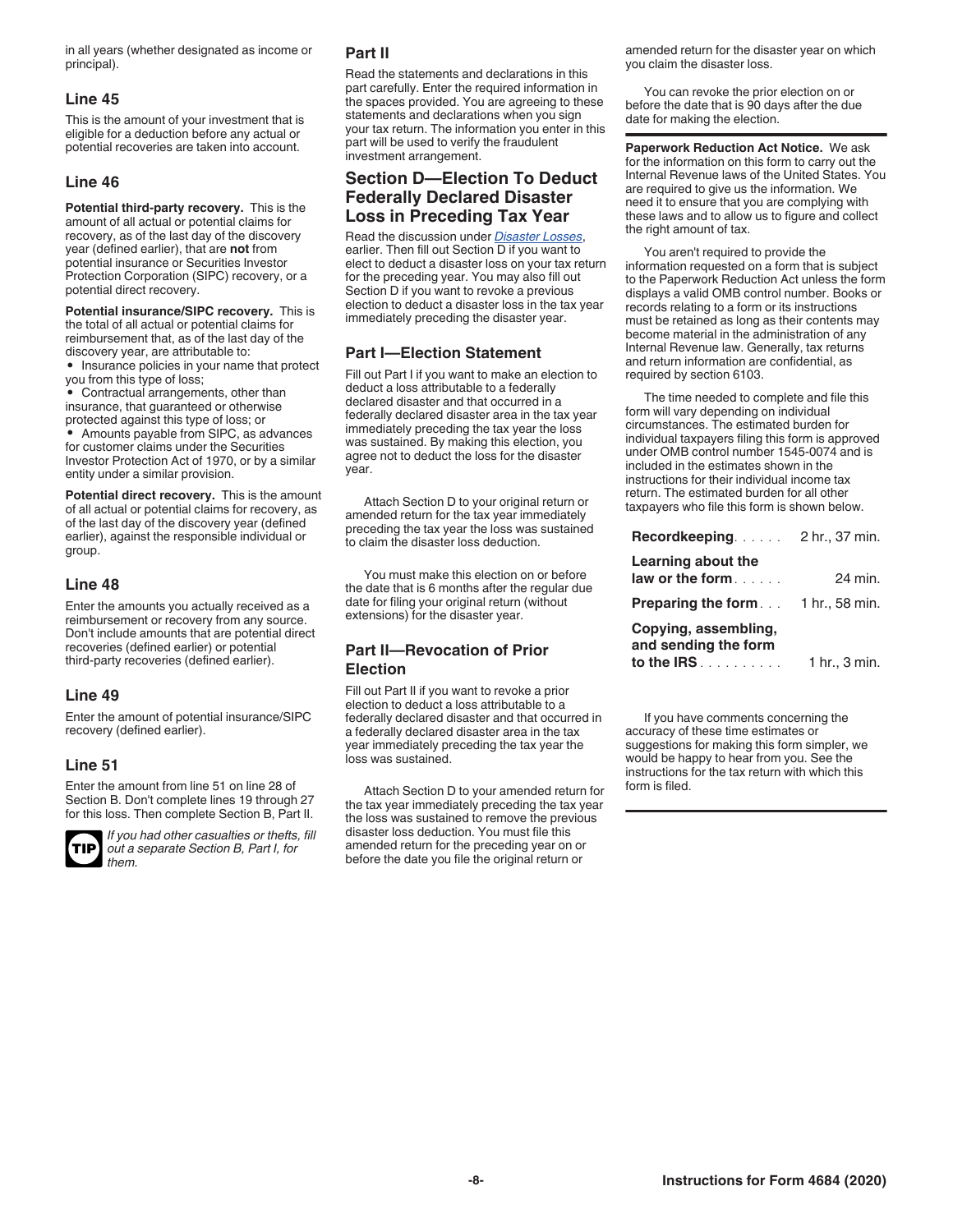in all years (whether designated as income or principal).

### Line 45

This is the amount of your investment that is eligible for a deduction before any actual or potential recoveries are taken into account.

### Line 46

**Potential third-party recovery.** This is the amount of all actual or potential claims for recovery, as of the last day of the discovery year (defined earlier), that are **not** from potential insurance or Securities Investor Protection Corporation (SIPC) recovery, or a potential direct recovery.

**Potential insurance/SIPC recovery.** This is the total of all actual or potential claims for reimbursement that, as of the last day of the discovery year, are attributable to:

- Insurance policies in your name that protect you from this type of loss;
- Contractual arrangements, other than insurance, that guaranteed or otherwise protected against this type of loss; or
- Amounts payable from SIPC, as advances for customer claims under the Securities Investor Protection Act of 1970, or by a similar entity under a similar provision.

**Potential direct recovery.** This is the amount of all actual or potential claims for recovery, as of the last day of the discovery year (defined earlier), against the responsible individual or group.

### Line 48

Enter the amounts you actually received as a reimbursement or recovery from any source. Don't include amounts that are potential direct recoveries (defined earlier) or potential third-party recoveries (defined earlier).

### Line 49

Enter the amount of potential insurance/SIPC recovery (defined earlier).

### Line 51

Enter the amount from line 51 on line 28 of Section B. Don't complete lines 19 through 27 for this loss. Then complete Section B, Part II.

**TIP** *If you had other casualties or thefts, fill out a separate Section B, Part I, for them.*

### Part II

Read the statements and declarations in this part carefully. Enter the required information in the spaces provided. You are agreeing to these statements and declarations when you sign your tax return. The information you enter in this part will be used to verify the fraudulent investment arrangement.

## Section D—Election To Deduct Federally Declared Disaster Loss in Preceding Tax Year

Read the discussion under *Disaster Losses*, earlier. Then fill out Section D if you want to elect to deduct a disaster loss on your tax return for the preceding year. You may also fill out Section D if you want to revoke a previous election to deduct a disaster loss in the tax year immediately preceding the disaster year.

### Part I—Election Statement

Fill out Part I if you want to make an election to deduct a loss attributable to a federally declared disaster and that occurred in a federally declared disaster area in the tax year immediately preceding the tax year the loss was sustained. By making this election, you agree not to deduct the loss for the disaster year.

Attach Section D to your original return or amended return for the tax year immediately preceding the tax year the loss was sustained to claim the disaster loss deduction.

You must make this election on or before the date that is 6 months after the regular due date for filing your original return (without extensions) for the disaster year.

### Part II—Revocation of Prior Election

Fill out Part II if you want to revoke a prior election to deduct a loss attributable to a federally declared disaster and that occurred in a federally declared disaster area in the tax year immediately preceding the tax year the loss was sustained.

Attach Section D to your amended return for the tax year immediately preceding the tax year the loss was sustained to remove the previous disaster loss deduction. You must file this amended return for the preceding year on or before the date you file the original return or amended return for the disaster year on which you claim the disaster loss.

You can revoke the prior election on or before the date that is 90 days after the due date for making the election.

**Paperwork Reduction Act Notice.** We ask for the information on this form to carry out the Internal Revenue laws of the United States. You are required to give us the information. We need it to ensure that you are complying with these laws and to allow us to figure and collect the right amount of tax.

You aren't required to provide the information requested on a form that is subject to the Paperwork Reduction Act unless the form displays a valid OMB control number. Books or records relating to a form or its instructions must be retained as long as their contents may become material in the administration of any Internal Revenue law. Generally, tax returns and return information are confidential, as required by section 6103.

The time needed to complete and file this form will vary depending on individual circumstances. The estimated burden for individual taxpayers filing this form is approved under OMB control number 1545-0074 and is included in the estimates shown in the instructions for their individual income tax return. The estimated burden for all other taxpayers who file this form is shown below.

| | |
|---|---|
| **Recordkeeping** | 2 hr., 37 min. |
| **Learning about the law or the form** | 24 min. |
| **Preparing the form** | 1 hr., 58 min. |
| **Copying, assembling, and sending the form to the IRS** | 1 hr., 3 min. |

If you have comments concerning the accuracy of these time estimates or suggestions for making this form simpler, we would be happy to hear from you. See the instructions for the tax return with which this form is filed.